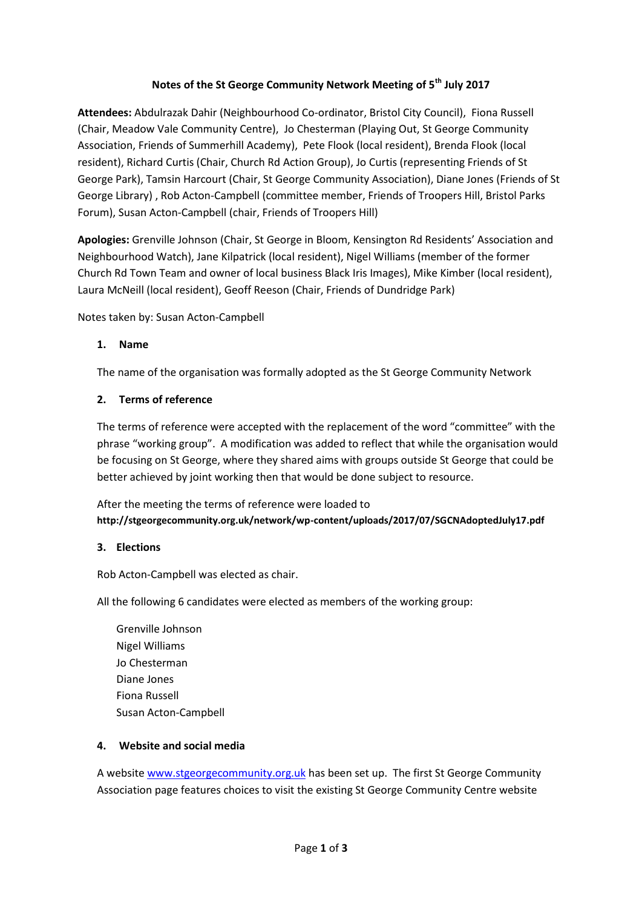# Notes of the St George Community Network Meeting of 5th July 2017

**Attendees:** Abdulrazak Dahir (Neighbourhood Co-ordinator, Bristol City Council), Fiona Russell (Chair, Meadow Vale Community Centre), Jo Chesterman (Playing Out, St George Community Association, Friends of Summerhill Academy), Pete Flook (local resident), Brenda Flook (local resident), Richard Curtis (Chair, Church Rd Action Group), Jo Curtis (representing Friends of St George Park), Tamsin Harcourt (Chair, St George Community Association), Diane Jones (Friends of St George Library) , Rob Acton-Campbell (committee member, Friends of Troopers Hill, Bristol Parks Forum), Susan Acton-Campbell (chair, Friends of Troopers Hill)

**Apologies:** Grenville Johnson (Chair, St George in Bloom, Kensington Rd Residents' Association and Neighbourhood Watch), Jane Kilpatrick (local resident), Nigel Williams (member of the former Church Rd Town Team and owner of local business Black Iris Images), Mike Kimber (local resident), Laura McNeill (local resident), Geoff Reeson (Chair, Friends of Dundridge Park)

Notes taken by: Susan Acton-Campbell

## 1. Name

The name of the organisation was formally adopted as the St George Community Network

## 2. Terms of reference

The terms of reference were accepted with the replacement of the word "committee" with the phrase "working group". A modification was added to reflect that while the organisation would be focusing on St George, where they shared aims with groups outside St George that could be better achieved by joint working then that would be done subject to resource.

After the meeting the terms of reference were loaded to **http://stgeorgecommunity.org.uk/network/wp-content/uploads/2017/07/SGCNAdoptedJuly17.pdf**

## 3. Elections

Rob Acton-Campbell was elected as chair.

All the following 6 candidates were elected as members of the working group:

Grenville Johnson
Nigel Williams
Jo Chesterman
Diane Jones
Fiona Russell
Susan Acton-Campbell

## 4. Website and social media

A website www.stgeorgecommunity.org.uk has been set up. The first St George Community Association page features choices to visit the existing St George Community Centre website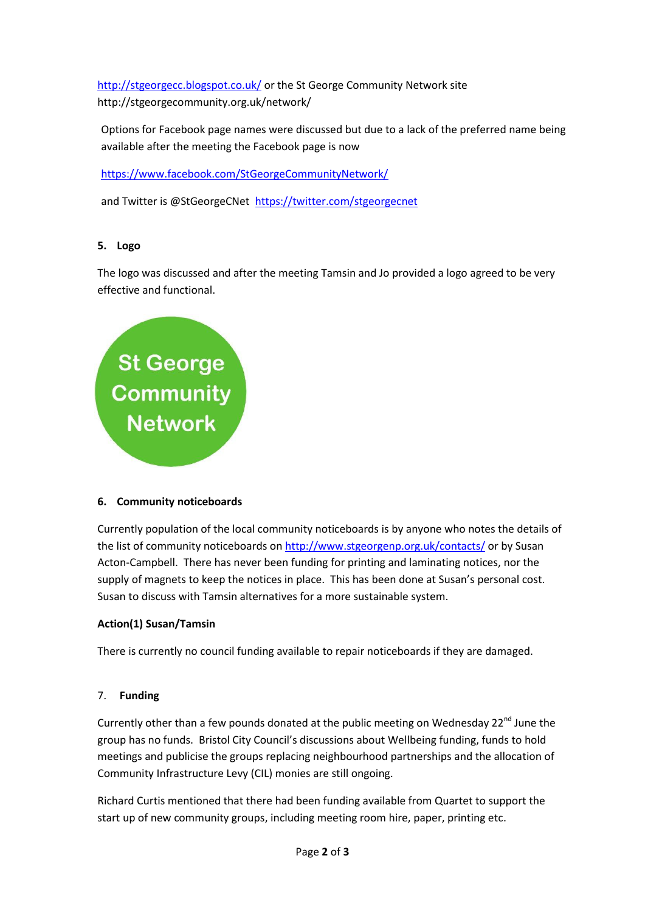http://stgeorgecc.blogspot.co.uk/ or the St George Community Network site http://stgeorgecommunity.org.uk/network/

Options for Facebook page names were discussed but due to a lack of the preferred name being available after the meeting the Facebook page is now

https://www.facebook.com/StGeorgeCommunityNetwork/

and Twitter is @StGeorgeCNet https://twitter.com/stgeorgecnet

**5. Logo**

The logo was discussed and after the meeting Tamsin and Jo provided a logo agreed to be very effective and functional.

St George Community Network

**6. Community noticeboards**

Currently population of the local community noticeboards is by anyone who notes the details of the list of community noticeboards on http://www.stgeorgenp.org.uk/contacts/ or by Susan Acton-Campbell. There has never been funding for printing and laminating notices, nor the supply of magnets to keep the notices in place. This has been done at Susan's personal cost. Susan to discuss with Tamsin alternatives for a more sustainable system.

**Action(1) Susan/Tamsin**

There is currently no council funding available to repair noticeboards if they are damaged.

**7. Funding**

Currently other than a few pounds donated at the public meeting on Wednesday 22nd June the group has no funds. Bristol City Council's discussions about Wellbeing funding, funds to hold meetings and publicise the groups replacing neighbourhood partnerships and the allocation of Community Infrastructure Levy (CIL) monies are still ongoing.

Richard Curtis mentioned that there had been funding available from Quartet to support the start up of new community groups, including meeting room hire, paper, printing etc.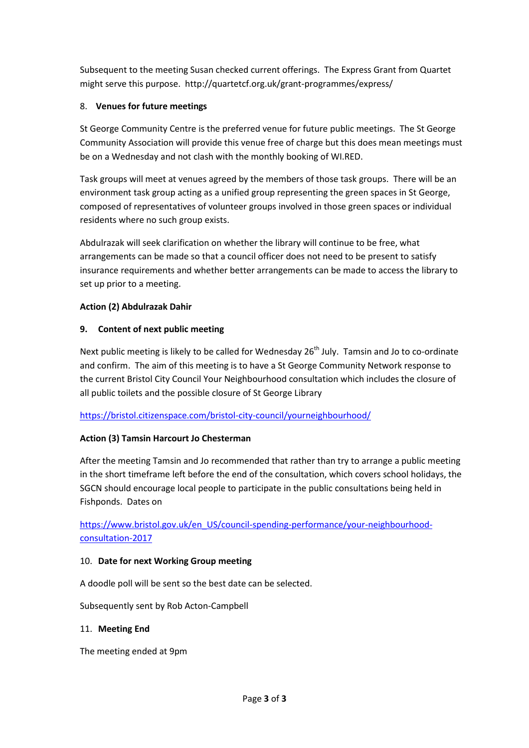Subsequent to the meeting Susan checked current offerings. The Express Grant from Quartet might serve this purpose. http://quartetcf.org.uk/grant-programmes/express/

8. **Venues for future meetings**

St George Community Centre is the preferred venue for future public meetings. The St George Community Association will provide this venue free of charge but this does mean meetings must be on a Wednesday and not clash with the monthly booking of WI.RED.

Task groups will meet at venues agreed by the members of those task groups. There will be an environment task group acting as a unified group representing the green spaces in St George, composed of representatives of volunteer groups involved in those green spaces or individual residents where no such group exists.

Abdulrazak will seek clarification on whether the library will continue to be free, what arrangements can be made so that a council officer does not need to be present to satisfy insurance requirements and whether better arrangements can be made to access the library to set up prior to a meeting.

**Action (2) Abdulrazak Dahir**

**9. Content of next public meeting**

Next public meeting is likely to be called for Wednesday 26th July. Tamsin and Jo to co-ordinate and confirm. The aim of this meeting is to have a St George Community Network response to the current Bristol City Council Your Neighbourhood consultation which includes the closure of all public toilets and the possible closure of St George Library

https://bristol.citizenspace.com/bristol-city-council/yourneighbourhood/

**Action (3) Tamsin Harcourt Jo Chesterman**

After the meeting Tamsin and Jo recommended that rather than try to arrange a public meeting in the short timeframe left before the end of the consultation, which covers school holidays, the SGCN should encourage local people to participate in the public consultations being held in Fishponds. Dates on

https://www.bristol.gov.uk/en_US/council-spending-performance/your-neighbourhood-consultation-2017

10. **Date for next Working Group meeting**

A doodle poll will be sent so the best date can be selected.

Subsequently sent by Rob Acton-Campbell

11. **Meeting End**

The meeting ended at 9pm